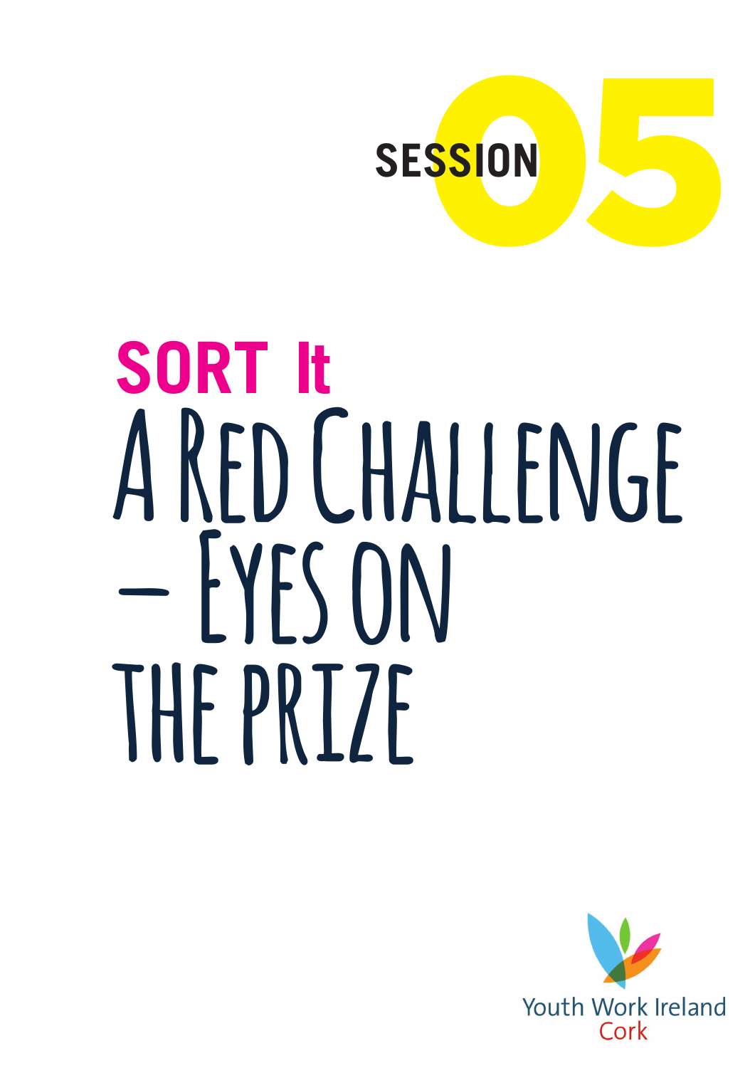SESSION 05

# SORT It

# A Red Challenge – Eyes on the Prize

Youth Work Ireland
Cork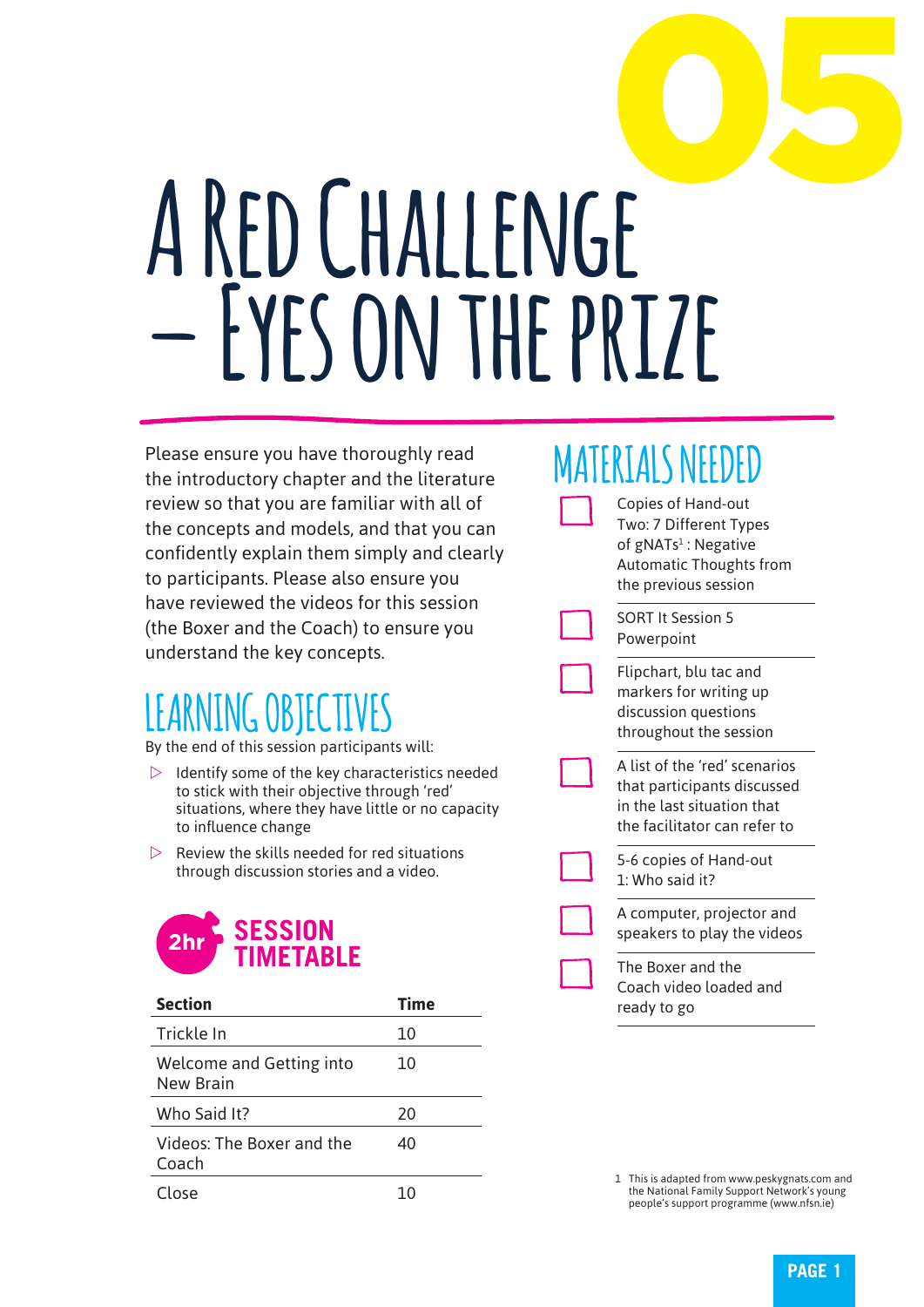# 05

# A Red Challenge – Eyes on the Prize

Please ensure you have thoroughly read the introductory chapter and the literature review so that you are familiar with all of the concepts and models, and that you can confidently explain them simply and clearly to participants. Please also ensure you have reviewed the videos for this session (the Boxer and the Coach) to ensure you understand the key concepts.

## Learning Objectives

By the end of this session participants will:

- Identify some of the key characteristics needed to stick with their objective through 'red' situations, where they have little or no capacity to influence change
- Review the skills needed for red situations through discussion stories and a video.

## 2hr Session Timetable

| Section | Time |
|---|---|
| Trickle In | 10 |
| Welcome and Getting into New Brain | 10 |
| Who Said It? | 20 |
| Videos: The Boxer and the Coach | 40 |
| Close | 10 |

## Materials Needed

- [ ] Copies of Hand-out Two: 7 Different Types of gNATs[1] : Negative Automatic Thoughts from the previous session
- [ ] SORT It Session 5 Powerpoint
- [ ] Flipchart, blu tac and markers for writing up discussion questions throughout the session
- [ ] A list of the 'red' scenarios that participants discussed in the last situation that the facilitator can refer to
- [ ] 5-6 copies of Hand-out 1: Who said it?
- [ ] A computer, projector and speakers to play the videos
- [ ] The Boxer and the Coach video loaded and ready to go

1 This is adapted from www.peskygnats.com and the National Family Support Network's young people's support programme (www.nfsn.ie)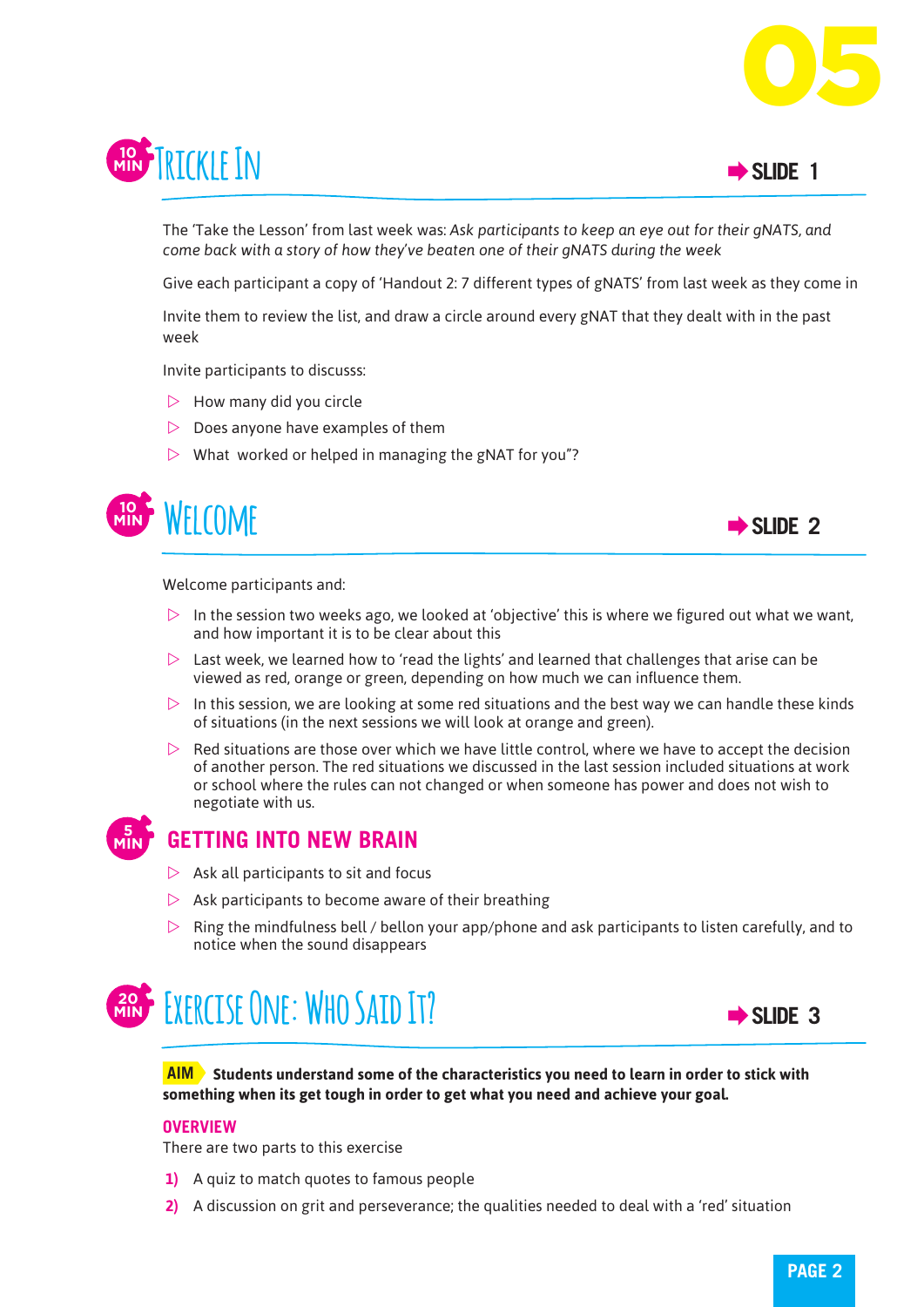# 05

## 10 MIN Trickle In

➡ SLIDE 1

The 'Take the Lesson' from last week was: *Ask participants to keep an eye out for their gNATS, and come back with a story of how they've beaten one of their gNATS during the week*

Give each participant a copy of 'Handout 2: 7 different types of gNATS' from last week as they come in

Invite them to review the list, and draw a circle around every gNAT that they dealt with in the past week

Invite participants to discusss:

- How many did you circle
- Does anyone have examples of them
- What worked or helped in managing the gNAT for you"?

## 10 MIN Welcome

➡ SLIDE 2

Welcome participants and:

- In the session two weeks ago, we looked at 'objective' this is where we figured out what we want, and how important it is to be clear about this
- Last week, we learned how to 'read the lights' and learned that challenges that arise can be viewed as red, orange or green, depending on how much we can influence them.
- In this session, we are looking at some red situations and the best way we can handle these kinds of situations (in the next sessions we will look at orange and green).
- Red situations are those over which we have little control, where we have to accept the decision of another person. The red situations we discussed in the last session included situations at work or school where the rules can not changed or when someone has power and does not wish to negotiate with us.

## 5 MIN GETTING INTO NEW BRAIN

- Ask all participants to sit and focus
- Ask participants to become aware of their breathing
- Ring the mindfulness bell / bellon your app/phone and ask participants to listen carefully, and to notice when the sound disappears

## 20 MIN Exercise One: Who Said It?

➡ SLIDE 3

**AIM** **Students understand some of the characteristics you need to learn in order to stick with something when its get tough in order to get what you need and achieve your goal.**

**OVERVIEW**

There are two parts to this exercise

1) A quiz to match quotes to famous people
2) A discussion on grit and perseverance; the qualities needed to deal with a 'red' situation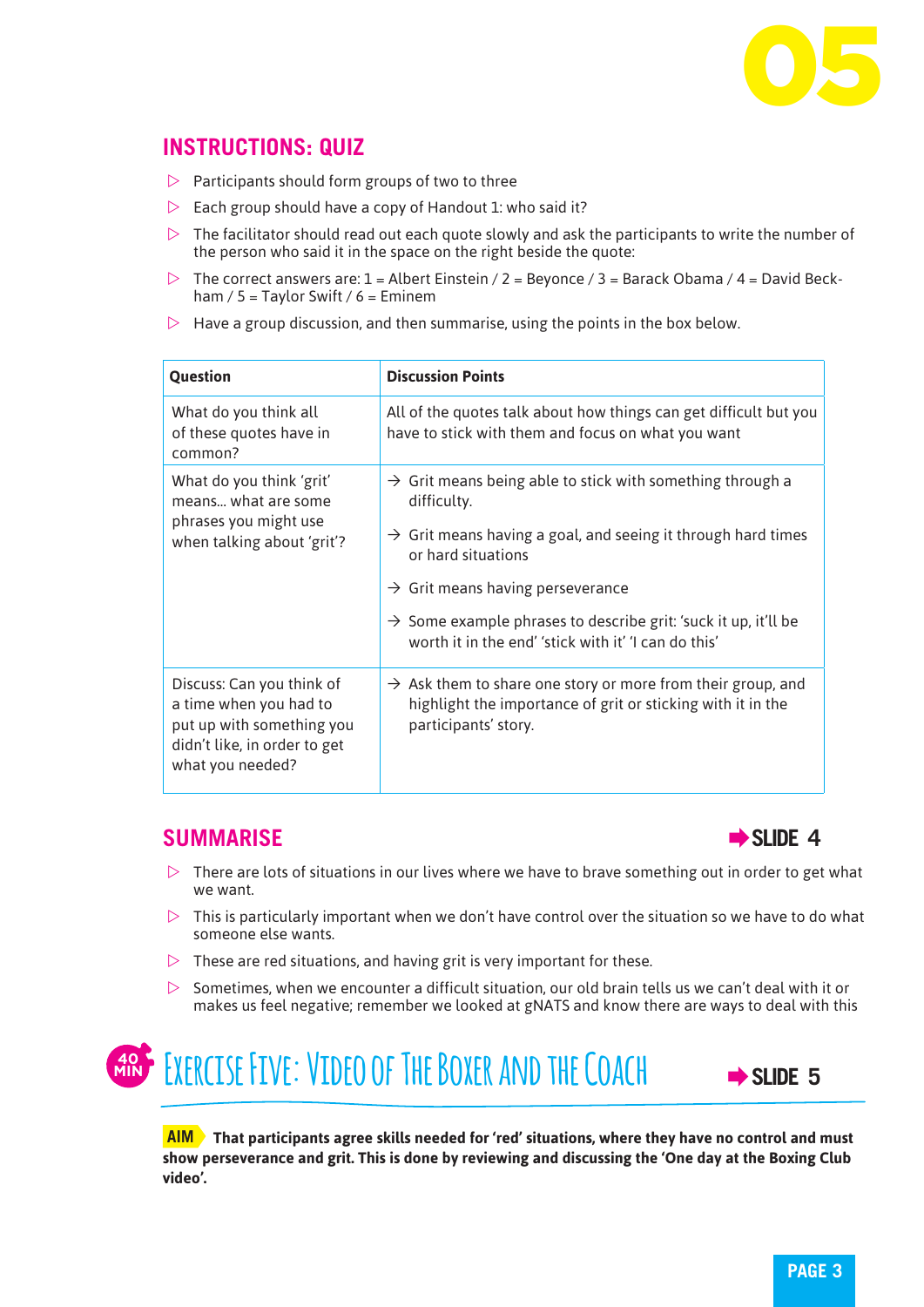## INSTRUCTIONS: QUIZ

- Participants should form groups of two to three
- Each group should have a copy of Handout 1: who said it?
- The facilitator should read out each quote slowly and ask the participants to write the number of the person who said it in the space on the right beside the quote:
- The correct answers are: 1 = Albert Einstein / 2 = Beyonce / 3 = Barack Obama / 4 = David Beckham / 5 = Taylor Swift / 6 = Eminem
- Have a group discussion, and then summarise, using the points in the box below.

| Question | Discussion Points |
|---|---|
| What do you think all of these quotes have in common? | All of the quotes talk about how things can get difficult but you have to stick with them and focus on what you want |
| What do you think 'grit' means... what are some phrases you might use when talking about 'grit'? | → Grit means being able to stick with something through a difficulty.<br>→ Grit means having a goal, and seeing it through hard times or hard situations<br>→ Grit means having perseverance<br>→ Some example phrases to describe grit: 'suck it up, it'll be worth it in the end' 'stick with it' 'I can do this' |
| Discuss: Can you think of a time when you had to put up with something you didn't like, in order to get what you needed? | → Ask them to share one story or more from their group, and highlight the importance of grit or sticking with it in the participants' story. |

## SUMMARISE

**➡ SLIDE 4**

- There are lots of situations in our lives where we have to brave something out in order to get what we want.
- This is particularly important when we don't have control over the situation so we have to do what someone else wants.
- These are red situations, and having grit is very important for these.
- Sometimes, when we encounter a difficult situation, our old brain tells us we can't deal with it or makes us feel negative; remember we looked at gNATS and know there are ways to deal with this

## 40 MIN — Exercise Five: Video of The Boxer and the Coach

**➡ SLIDE 5**

**AIM** **That participants agree skills needed for 'red' situations, where they have no control and must show perseverance and grit. This is done by reviewing and discussing the 'One day at the Boxing Club video'.**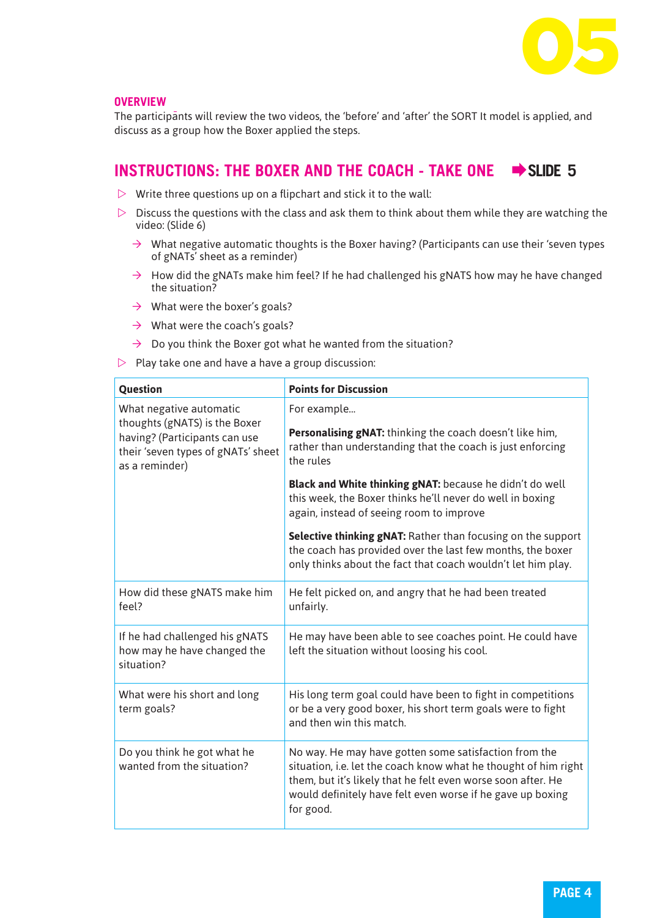## OVERVIEW

The participants will review the two videos, the 'before' and 'after' the SORT It model is applied, and discuss as a group how the Boxer applied the steps.

## INSTRUCTIONS: THE BOXER AND THE COACH - TAKE ONE ➡SLIDE 5

- Write three questions up on a flipchart and stick it to the wall:
- Discuss the questions with the class and ask them to think about them while they are watching the video: (Slide 6)
  - What negative automatic thoughts is the Boxer having? (Participants can use their 'seven types of gNATs' sheet as a reminder)
  - How did the gNATs make him feel? If he had challenged his gNATS how may he have changed the situation?
  - What were the boxer's goals?
  - What were the coach's goals?
  - Do you think the Boxer got what he wanted from the situation?
- Play take one and have a have a group discussion:

| Question | Points for Discussion |
|---|---|
| What negative automatic thoughts (gNATS) is the Boxer having? (Participants can use their 'seven types of gNATs' sheet as a reminder) | For example... <br><br> **Personalising gNAT:** thinking the coach doesn't like him, rather than understanding that the coach is just enforcing the rules <br><br> **Black and White thinking gNAT:** because he didn't do well this week, the Boxer thinks he'll never do well in boxing again, instead of seeing room to improve <br><br> **Selective thinking gNAT:** Rather than focusing on the support the coach has provided over the last few months, the boxer only thinks about the fact that coach wouldn't let him play. |
| How did these gNATS make him feel? | He felt picked on, and angry that he had been treated unfairly. |
| If he had challenged his gNATS how may he have changed the situation? | He may have been able to see coaches point. He could have left the situation without loosing his cool. |
| What were his short and long term goals? | His long term goal could have been to fight in competitions or be a very good boxer, his short term goals were to fight and then win this match. |
| Do you think he got what he wanted from the situation? | No way. He may have gotten some satisfaction from the situation, i.e. let the coach know what he thought of him right them, but it's likely that he felt even worse soon after. He would definitely have felt even worse if he gave up boxing for good. |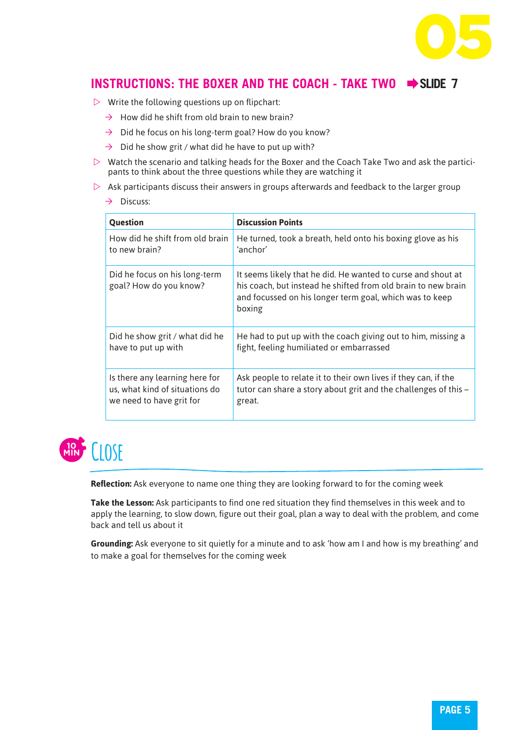## INSTRUCTIONS: THE BOXER AND THE COACH - TAKE TWO ➡SLIDE 7

- Write the following questions up on flipchart:
  - How did he shift from old brain to new brain?
  - Did he focus on his long-term goal? How do you know?
  - Did he show grit / what did he have to put up with?
- Watch the scenario and talking heads for the Boxer and the Coach Take Two and ask the participants to think about the three questions while they are watching it
- Ask participants discuss their answers in groups afterwards and feedback to the larger group
  - Discuss:

| Question | Discussion Points |
|---|---|
| How did he shift from old brain to new brain? | He turned, took a breath, held onto his boxing glove as his 'anchor' |
| Did he focus on his long-term goal? How do you know? | It seems likely that he did. He wanted to curse and shout at his coach, but instead he shifted from old brain to new brain and focussed on his longer term goal, which was to keep boxing |
| Did he show grit / what did he have to put up with | He had to put up with the coach giving out to him, missing a fight, feeling humiliated or embarrassed |
| Is there any learning here for us, what kind of situations do we need to have grit for | Ask people to relate it to their own lives if they can, if the tutor can share a story about grit and the challenges of this – great. |

## 10 MIN CLOSE

**Reflection:** Ask everyone to name one thing they are looking forward to for the coming week

**Take the Lesson:** Ask participants to find one red situation they find themselves in this week and to apply the learning, to slow down, figure out their goal, plan a way to deal with the problem, and come back and tell us about it

**Grounding:** Ask everyone to sit quietly for a minute and to ask 'how am I and how is my breathing' and to make a goal for themselves for the coming week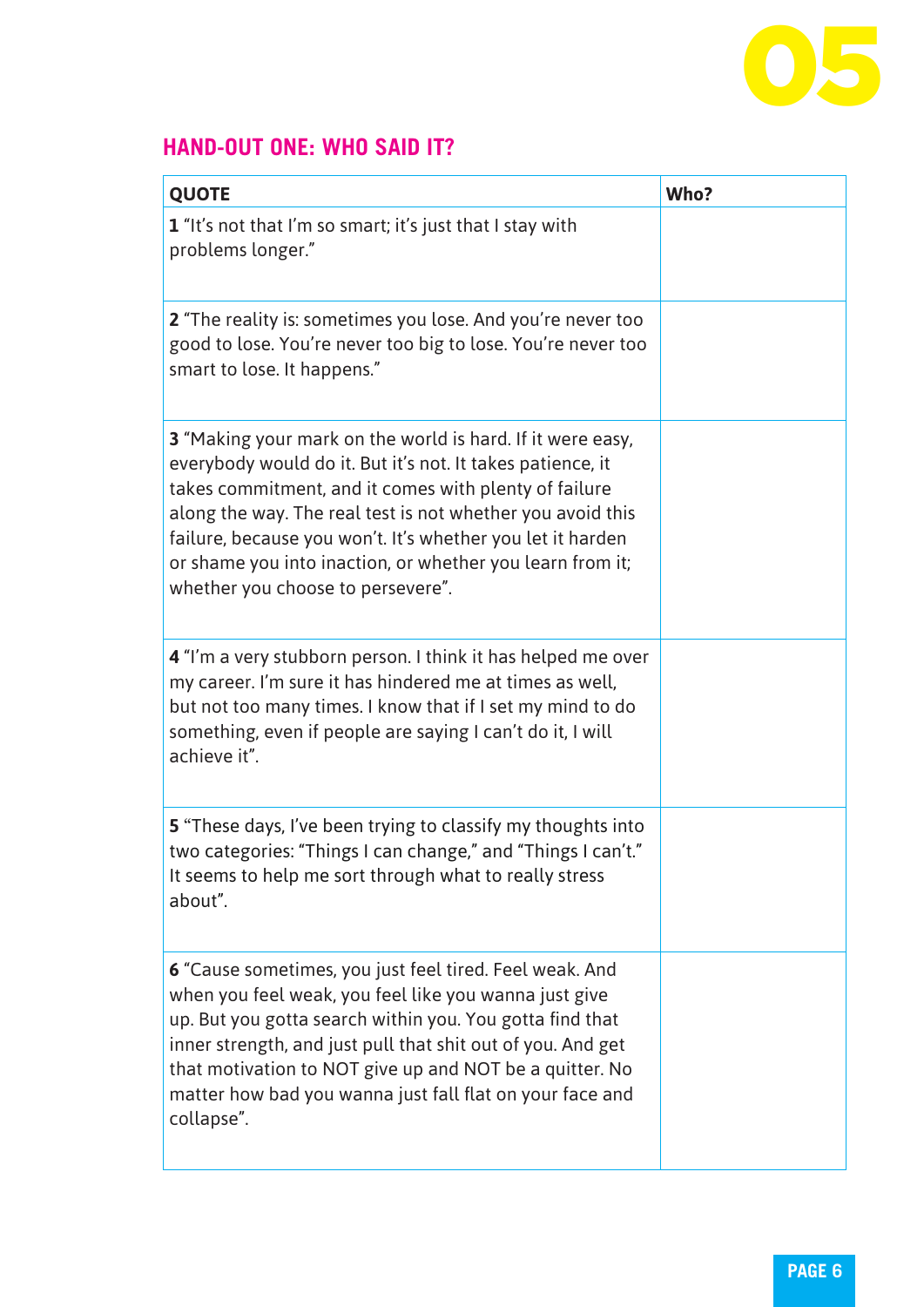## HAND-OUT ONE: WHO SAID IT?

| QUOTE | Who? |
|---|---|
| **1** "It's not that I'm so smart; it's just that I stay with problems longer." | |
| **2** "The reality is: sometimes you lose. And you're never too good to lose. You're never too big to lose. You're never too smart to lose. It happens." | |
| **3** "Making your mark on the world is hard. If it were easy, everybody would do it. But it's not. It takes patience, it takes commitment, and it comes with plenty of failure along the way. The real test is not whether you avoid this failure, because you won't. It's whether you let it harden or shame you into inaction, or whether you learn from it; whether you choose to persevere". | |
| **4** "I'm a very stubborn person. I think it has helped me over my career. I'm sure it has hindered me at times as well, but not too many times. I know that if I set my mind to do something, even if people are saying I can't do it, I will achieve it". | |
| **5** "These days, I've been trying to classify my thoughts into two categories: "Things I can change," and "Things I can't." It seems to help me sort through what to really stress about". | |
| **6** "Cause sometimes, you just feel tired. Feel weak. And when you feel weak, you feel like you wanna just give up. But you gotta search within you. You gotta find that inner strength, and just pull that shit out of you. And get that motivation to NOT give up and NOT be a quitter. No matter how bad you wanna just fall flat on your face and collapse". | |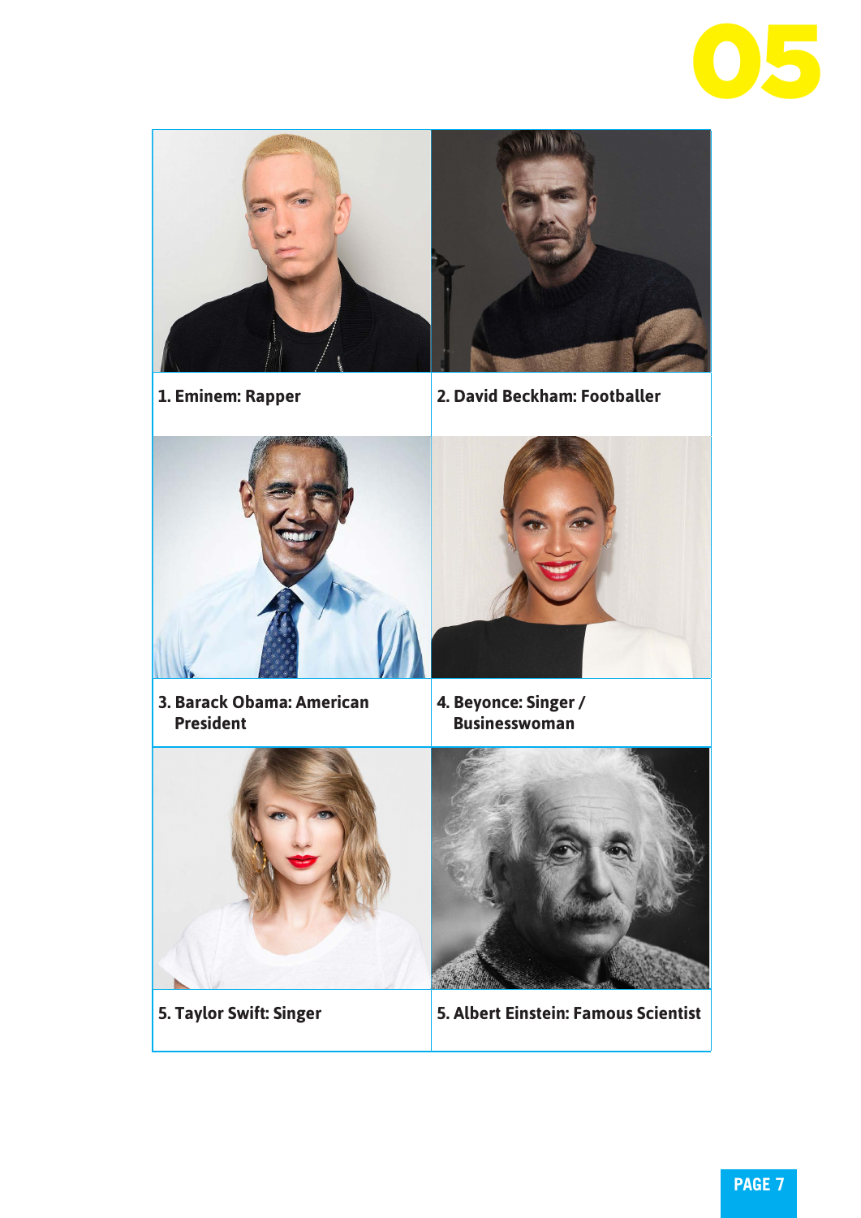# 05

| | |
|---|---|
| 1. Eminem: Rapper | 2. David Beckham: Footballer |
| 3. Barack Obama: American President | 4. Beyonce: Singer / Businesswoman |
| 5. Taylor Swift: Singer | 5. Albert Einstein: Famous Scientist |